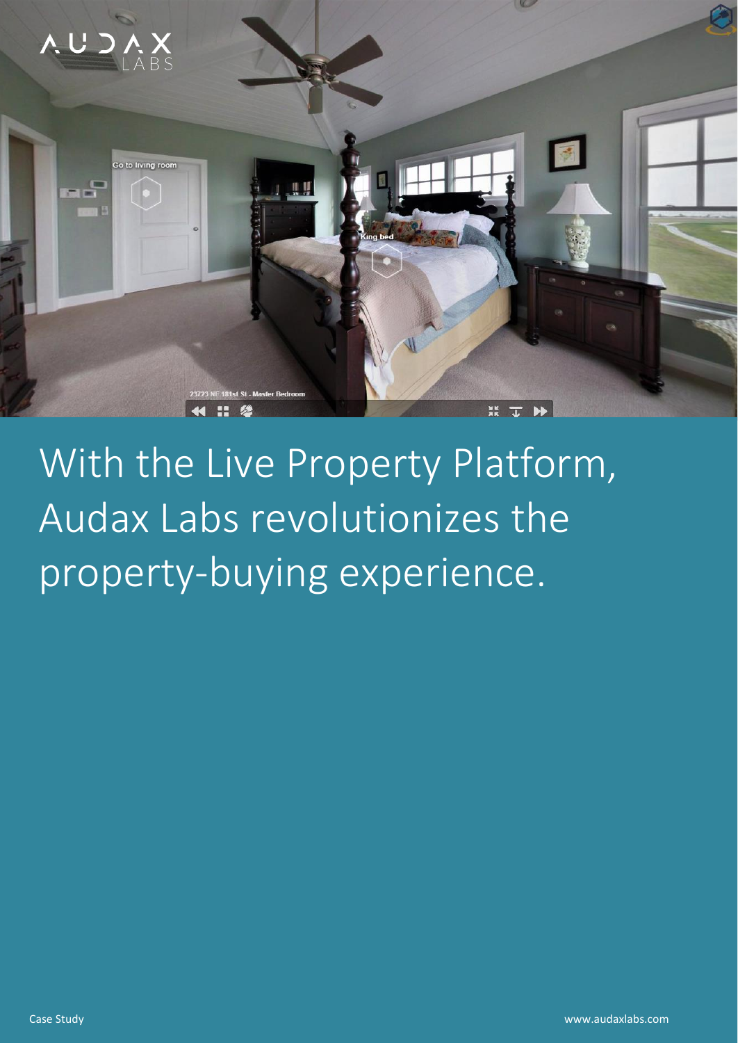# With the Live Property Platform, Audax Labs revolutionizes the property-buying experience.

Case Study

www.audaxlabs.com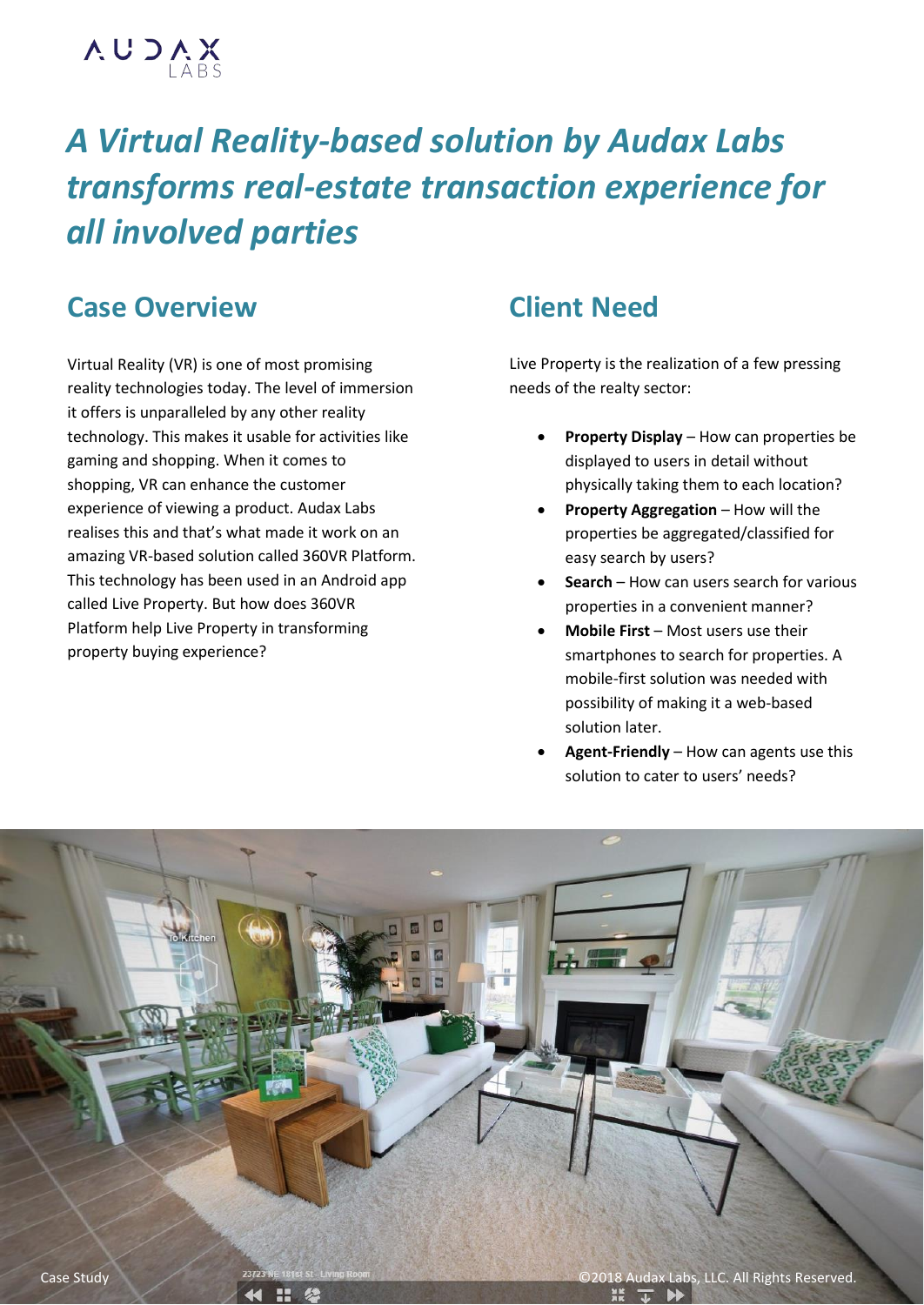# *A Virtual Reality-based solution by Audax Labs transforms real-estate transaction experience for all involved parties*

## Case Overview

Virtual Reality (VR) is one of most promising reality technologies today. The level of immersion it offers is unparalleled by any other reality technology. This makes it usable for activities like gaming and shopping. When it comes to shopping, VR can enhance the customer experience of viewing a product. Audax Labs realises this and that's what made it work on an amazing VR-based solution called 360VR Platform. This technology has been used in an Android app called Live Property. But how does 360VR Platform help Live Property in transforming property buying experience?

## Client Need

Live Property is the realization of a few pressing needs of the realty sector:

- **Property Display** – How can properties be displayed to users in detail without physically taking them to each location?
- **Property Aggregation** – How will the properties be aggregated/classified for easy search by users?
- **Search** – How can users search for various properties in a convenient manner?
- **Mobile First** – Most users use their smartphones to search for properties. A mobile-first solution was needed with possibility of making it a web-based solution later.
- **Agent-Friendly** – How can agents use this solution to cater to users' needs?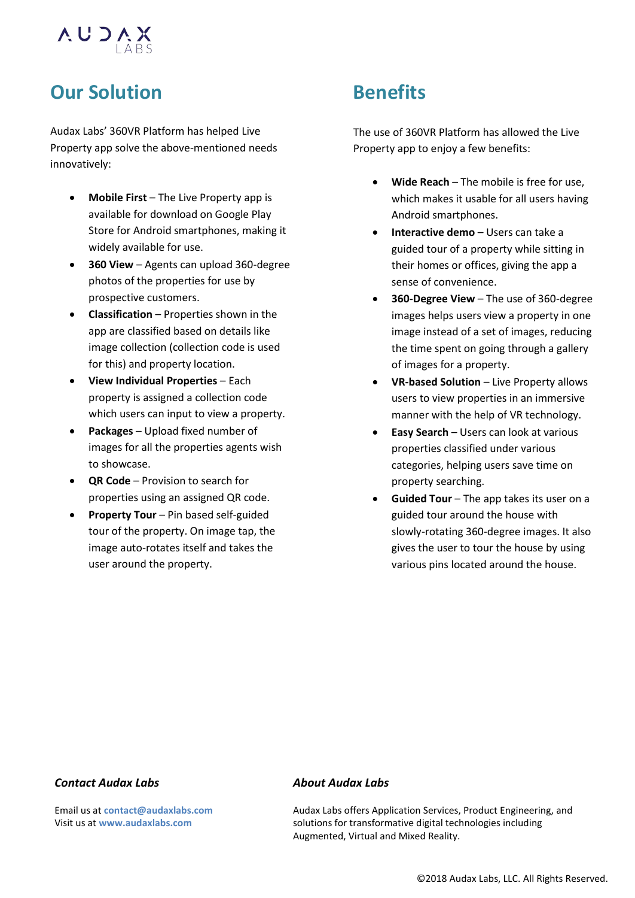## Our Solution

Audax Labs' 360VR Platform has helped Live Property app solve the above-mentioned needs innovatively:

- **Mobile First** – The Live Property app is available for download on Google Play Store for Android smartphones, making it widely available for use.
- **360 View** – Agents can upload 360-degree photos of the properties for use by prospective customers.
- **Classification** – Properties shown in the app are classified based on details like image collection (collection code is used for this) and property location.
- **View Individual Properties** – Each property is assigned a collection code which users can input to view a property.
- **Packages** – Upload fixed number of images for all the properties agents wish to showcase.
- **QR Code** – Provision to search for properties using an assigned QR code.
- **Property Tour** – Pin based self-guided tour of the property. On image tap, the image auto-rotates itself and takes the user around the property.

## Benefits

The use of 360VR Platform has allowed the Live Property app to enjoy a few benefits:

- **Wide Reach** – The mobile is free for use, which makes it usable for all users having Android smartphones.
- **Interactive demo** – Users can take a guided tour of a property while sitting in their homes or offices, giving the app a sense of convenience.
- **360-Degree View** – The use of 360-degree images helps users view a property in one image instead of a set of images, reducing the time spent on going through a gallery of images for a property.
- **VR-based Solution** – Live Property allows users to view properties in an immersive manner with the help of VR technology.
- **Easy Search** – Users can look at various properties classified under various categories, helping users save time on property searching.
- **Guided Tour** – The app takes its user on a guided tour around the house with slowly-rotating 360-degree images. It also gives the user to tour the house by using various pins located around the house.

***Contact Audax Labs***

Email us at **contact@audaxlabs.com**
Visit us at **www.audaxlabs.com**

***About Audax Labs***

Audax Labs offers Application Services, Product Engineering, and solutions for transformative digital technologies including Augmented, Virtual and Mixed Reality.

©2018 Audax Labs, LLC. All Rights Reserved.